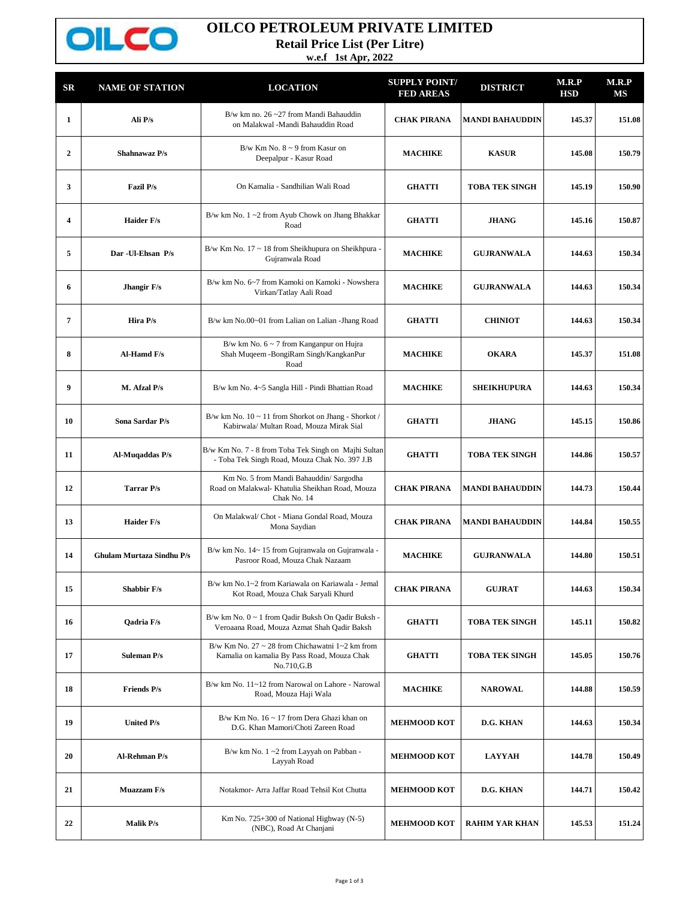# OILCO PETROLEUM PRIVATE LIMITED

## Retail Price List (Per Litre)

**w.e.f 1st Apr, 2022**

| SR | NAME OF STATION | LOCATION | SUPPLY POINT/ FED AREAS | DISTRICT | M.R.P HSD | M.R.P MS |
|---|---|---|---|---|---|---|
| 1 | Ali P/s | B/w km no. 26 ~27 from Mandi Bahauddin on Malakwal -Mandi Bahauddin Road | CHAK PIRANA | MANDI BAHAUDDIN | 145.37 | 151.08 |
| 2 | Shahnawaz P/s | B/w Km No. 8 ~ 9 from Kasur on Deepalpur - Kasur Road | MACHIKE | KASUR | 145.08 | 150.79 |
| 3 | Fazil P/s | On Kamalia - Sandhilian Wali Road | GHATTI | TOBA TEK SINGH | 145.19 | 150.90 |
| 4 | Haider F/s | B/w km No. 1 ~2 from Ayub Chowk on Jhang Bhakkar Road | GHATTI | JHANG | 145.16 | 150.87 |
| 5 | Dar -Ul-Ehsan P/s | B/w Km No. 17 ~ 18 from Sheikhupura on Sheikhpura - Gujranwala Road | MACHIKE | GUJRANWALA | 144.63 | 150.34 |
| 6 | Jhangir F/s | B/w km No. 6~7 from Kamoki on Kamoki - Nowshera Virkan/Tatlay Aali Road | MACHIKE | GUJRANWALA | 144.63 | 150.34 |
| 7 | Hira P/s | B/w km No.00~01 from Lalian on Lalian -Jhang Road | GHATTI | CHINIOT | 144.63 | 150.34 |
| 8 | Al-Hamd F/s | B/w km No. 6 ~ 7 from Kanganpur on Hujra Shah Muqeem -BongiRam Singh/KangkanPur Road | MACHIKE | OKARA | 145.37 | 151.08 |
| 9 | M. Afzal P/s | B/w km No. 4~5 Sangla Hill - Pindi Bhattian Road | MACHIKE | SHEIKHUPURA | 144.63 | 150.34 |
| 10 | Sona Sardar P/s | B/w km No. 10 ~ 11 from Shorkot on Jhang - Shorkot / Kabirwala/ Multan Road, Mouza Mirak Sial | GHATTI | JHANG | 145.15 | 150.86 |
| 11 | Al-Muqaddas P/s | B/w Km No. 7 - 8 from Toba Tek Singh on Majhi Sultan - Toba Tek Singh Road, Mouza Chak No. 397 J.B | GHATTI | TOBA TEK SINGH | 144.86 | 150.57 |
| 12 | Tarrar P/s | Km No. 5 from Mandi Bahauddin/ Sargodha Road on Malakwal- Khatulia Sheikhan Road, Mouza Chak No. 14 | CHAK PIRANA | MANDI BAHAUDDIN | 144.73 | 150.44 |
| 13 | Haider F/s | On Malakwal/ Chot - Miana Gondal Road, Mouza Mona Saydian | CHAK PIRANA | MANDI BAHAUDDIN | 144.84 | 150.55 |
| 14 | Ghulam Murtaza Sindhu P/s | B/w km No. 14~ 15 from Gujranwala on Gujranwala - Pasroor Road, Mouza Chak Nazaam | MACHIKE | GUJRANWALA | 144.80 | 150.51 |
| 15 | Shabbir F/s | B/w km No.1~2 from Kariawala on Kariawala - Jemal Kot Road, Mouza Chak Saryali Khurd | CHAK PIRANA | GUJRAT | 144.63 | 150.34 |
| 16 | Qadria F/s | B/w km No. 0 ~ 1 from Qadir Buksh On Qadir Buksh - Veroaana Road, Mouza Azmat Shah Qadir Baksh | GHATTI | TOBA TEK SINGH | 145.11 | 150.82 |
| 17 | Suleman P/s | B/w Km No. 27 ~ 28 from Chichawatni 1~2 km from Kamalia on kamalia By Pass Road, Mouza Chak No.710,G.B | GHATTI | TOBA TEK SINGH | 145.05 | 150.76 |
| 18 | Friends P/s | B/w km No. 11~12 from Narowal on Lahore - Narowal Road, Mouza Haji Wala | MACHIKE | NAROWAL | 144.88 | 150.59 |
| 19 | United P/s | B/w Km No. 16 ~ 17 from Dera Ghazi khan on D.G. Khan Mamori/Choti Zareen Road | MEHMOOD KOT | D.G. KHAN | 144.63 | 150.34 |
| 20 | Al-Rehman P/s | B/w km No. 1 ~2 from Layyah on Pabban - Layyah Road | MEHMOOD KOT | LAYYAH | 144.78 | 150.49 |
| 21 | Muazzam F/s | Notakmor- Arra Jaffar Road Tehsil Kot Chutta | MEHMOOD KOT | D.G. KHAN | 144.71 | 150.42 |
| 22 | Malik P/s | Km No. 725+300 of National Highway (N-5) (NBC), Road At Chanjani | MEHMOOD KOT | RAHIM YAR KHAN | 145.53 | 151.24 |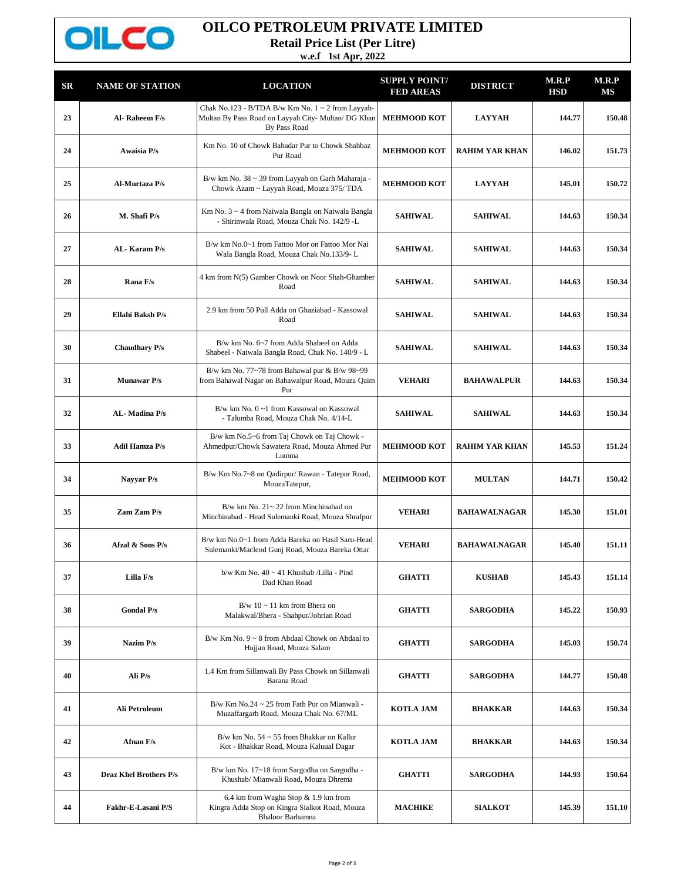# OILCO PETROLEUM PRIVATE LIMITED

## Retail Price List (Per Litre)

**w.e.f 1st Apr, 2022**

| SR | NAME OF STATION | LOCATION | SUPPLY POINT/ FED AREAS | DISTRICT | M.R.P HSD | M.R.P MS |
|---|---|---|---|---|---|---|
| 23 | Al- Raheem F/s | Chak No.123 - B/TDA B/w Km No. 1 ~ 2 from Layyah-Multan By Pass Road on Layyah City- Multan/ DG Khan By Pass Road | MEHMOOD KOT | LAYYAH | 144.77 | 150.48 |
| 24 | Awaisia P/s | Km No. 10 of Chowk Bahadar Pur to Chowk Shahbaz Pur Road | MEHMOOD KOT | RAHIM YAR KHAN | 146.02 | 151.73 |
| 25 | Al-Murtaza P/s | B/w km No. 38 ~ 39 from Layyah on Garh Maharaja - Chowk Azam ~ Layyah Road, Mouza 375/ TDA | MEHMOOD KOT | LAYYAH | 145.01 | 150.72 |
| 26 | M. Shafi P/s | Km No. 3 ~ 4 from Naiwala Bangla on Naiwala Bangla - Shirinwala Road, Mouza Chak No. 142/9 -L | SAHIWAL | SAHIWAL | 144.63 | 150.34 |
| 27 | AL- Karam P/s | B/w km No.0~1 from Fattoo Mor on Fattoo Mor Nai Wala Bangla Road, Mouza Chak No.133/9- L | SAHIWAL | SAHIWAL | 144.63 | 150.34 |
| 28 | Rana F/s | 4 km from N(5) Gamber Chowk on Noor Shah-Ghamber Road | SAHIWAL | SAHIWAL | 144.63 | 150.34 |
| 29 | Ellahi Baksh P/s | 2.9 km from 50 Pull Adda on Ghaziabad - Kassowal Road | SAHIWAL | SAHIWAL | 144.63 | 150.34 |
| 30 | Chaudhary P/s | B/w km No. 6~7 from Adda Shabeel on Adda Shabeel - Naiwala Bangla Road, Chak No. 140/9 - L | SAHIWAL | SAHIWAL | 144.63 | 150.34 |
| 31 | Munawar P/s | B/w km No. 77~78 from Bahawal pur & B/w 98~99 from Bahawal Nagar on Bahawalpur Road, Mouza Qaim Pur | VEHARI | BAHAWALPUR | 144.63 | 150.34 |
| 32 | AL- Madina P/s | B/w km No. 0 ~1 from Kassowal on Kassowal - Talumba Road, Mouza Chak No. 4/14-L | SAHIWAL | SAHIWAL | 144.63 | 150.34 |
| 33 | Adil Hamza P/s | B/w km No.5~6 from Taj Chowk on Taj Chowk - Ahmedpur/Chowk Sawatera Road, Mouza Ahmed Pur Lumma | MEHMOOD KOT | RAHIM YAR KHAN | 145.53 | 151.24 |
| 34 | Nayyar P/s | B/w Km No.7~8 on Qadirpur/ Rawan - Tatepur Road, MouzaTatepur, | MEHMOOD KOT | MULTAN | 144.71 | 150.42 |
| 35 | Zam Zam P/s | B/w km No. 21~ 22 from Minchinabad on Minchinabad - Head Sulemanki Road, Mouza Shrafpur | VEHARI | BAHAWALNAGAR | 145.30 | 151.01 |
| 36 | Afzal & Sons P/s | B/w km No.0~1 from Adda Bareka on Hasil Saru-Head Sulemanki/Macleod Gunj Road, Mouza Bareka Ottar | VEHARI | BAHAWALNAGAR | 145.40 | 151.11 |
| 37 | Lilla F/s | b/w Km No. 40 ~ 41 Khushab /Lilla - Pind Dad Khan Road | GHATTI | KUSHAB | 145.43 | 151.14 |
| 38 | Gondal P/s | B/w 10 ~ 11 km from Bhera on Malakwal/Bhera - Shahpur/Johrian Road | GHATTI | SARGODHA | 145.22 | 150.93 |
| 39 | Nazim P/s | B/w Km No. 9 ~ 8 from Abdaal Chowk on Abdaal to Hujjan Road, Mouza Salam | GHATTI | SARGODHA | 145.03 | 150.74 |
| 40 | Ali P/s | 1.4 Km from Sillanwali By Pass Chowk on Sillanwali Barana Road | GHATTI | SARGODHA | 144.77 | 150.48 |
| 41 | Ali Petroleum | B/w Km No.24 ~ 25 from Fath Pur on Mianwali - Muzaffargarh Road, Mouza Chak No. 67/ML | KOTLA JAM | BHAKKAR | 144.63 | 150.34 |
| 42 | Afnan F/s | B/w km No. 54 ~ 55 from Bhakkar on Kallur Kot - Bhakkar Road, Mouza Kaluual Dagar | KOTLA JAM | BHAKKAR | 144.63 | 150.34 |
| 43 | Draz Khel Brothers P/s | B/w km No. 17~18 from Sargodha on Sargodha - Khushab/ Mianwali Road, Mouza Dhrema | GHATTI | SARGODHA | 144.93 | 150.64 |
| 44 | Fakhr-E-Lasani P/S | 6.4 km from Wagha Stop & 1.9 km from Kingra Adda Stop on Kingra Sialkot Road, Mouza Bhaloor Barhamna | MACHIKE | SIALKOT | 145.39 | 151.10 |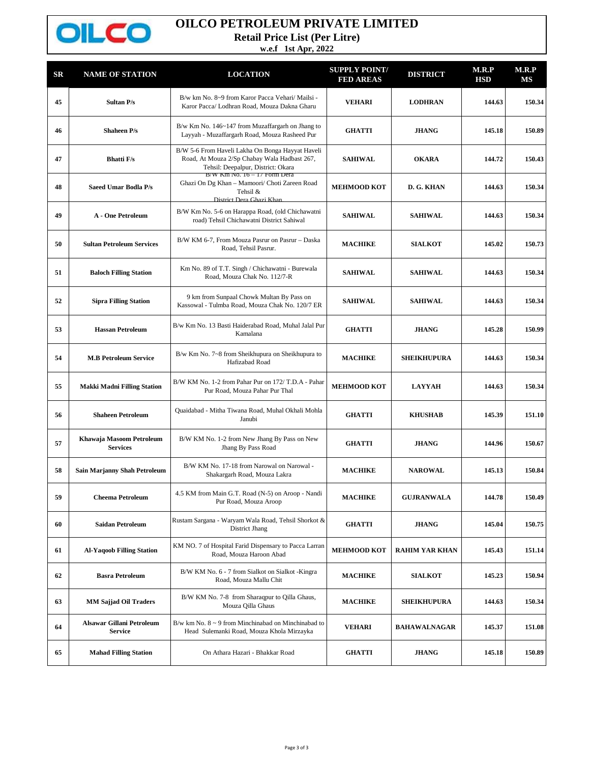# OILCO PETROLEUM PRIVATE LIMITED

## Retail Price List (Per Litre)

**w.e.f 1st Apr, 2022**

| SR | NAME OF STATION | LOCATION | SUPPLY POINT/ FED AREAS | DISTRICT | M.R.P HSD | M.R.P MS |
|---|---|---|---|---|---|---|
| 45 | Sultan P/s | B/w km No. 8~9 from Karor Pacca Vehari/ Mailsi - Karor Pacca/ Lodhran Road, Mouza Dakna Gharu | VEHARI | LODHRAN | 144.63 | 150.34 |
| 46 | Shaheen P/s | B/w Km No. 146~147 from Muzaffargarh on Jhang to Layyah - Muzaffargarh Road, Mouza Rasheed Pur | GHATTI | JHANG | 145.18 | 150.89 |
| 47 | Bhatti F/s | B/W 5-6 From Haveli Lakha On Bonga Hayyat Haveli Road, At Mouza 2/Sp Chabay Wala Hadbast 267, Tehsil: Deepalpur, District: Okara | SAHIWAL | OKARA | 144.72 | 150.43 |
| 48 | Saeed Umar Bodla P/s | B/W Km No. 16 – 17 Form Dera Ghazi On Dg Khan – Mamoori/ Choti Zareen Road Tehsil & District Dera Ghazi Khan | MEHMOOD KOT | D. G. KHAN | 144.63 | 150.34 |
| 49 | A - One Petroleum | B/W Km No. 5-6 on Harappa Road, (old Chichawatni road) Tehsil Chichawatni District Sahiwal | SAHIWAL | SAHIWAL | 144.63 | 150.34 |
| 50 | Sultan Petroleum Services | B/W KM 6-7, From Mouza Pasrur on Pasrur – Daska Road, Tehsil Pasrur. | MACHIKE | SIALKOT | 145.02 | 150.73 |
| 51 | Baloch Filling Station | Km No. 89 of T.T. Singh / Chichawatni - Burewala Road, Mouza Chak No. 112/7-R | SAHIWAL | SAHIWAL | 144.63 | 150.34 |
| 52 | Sipra Filling Station | 9 km from Sunpaal Chowk Multan By Pass on Kassowal - Tulmba Road, Mouza Chak No. 120/7 ER | SAHIWAL | SAHIWAL | 144.63 | 150.34 |
| 53 | Hassan Petroleum | B/w Km No. 13 Basti Haiderabad Road, Muhal Jalal Pur Kamalana | GHATTI | JHANG | 145.28 | 150.99 |
| 54 | M.B Petroleum Service | B/w Km No. 7~8 from Sheikhupura on Sheikhupura to Hafizabad Road | MACHIKE | SHEIKHUPURA | 144.63 | 150.34 |
| 55 | Makki Madni Filling Station | B/W KM No. 1-2 from Pahar Pur on 172/ T.D.A - Pahar Pur Road, Mouza Pahar Pur Thal | MEHMOOD KOT | LAYYAH | 144.63 | 150.34 |
| 56 | Shaheen Petroleum | Quaidabad - Mitha Tiwana Road, Muhal Okhali Mohla Janubi | GHATTI | KHUSHAB | 145.39 | 151.10 |
| 57 | Khawaja Masoom Petroleum Services | B/W KM No. 1-2 from New Jhang By Pass on New Jhang By Pass Road | GHATTI | JHANG | 144.96 | 150.67 |
| 58 | Sain Marjanny Shah Petroleum | B/W KM No. 17-18 from Narowal on Narowal - Shakargarh Road, Mouza Lakra | MACHIKE | NAROWAL | 145.13 | 150.84 |
| 59 | Cheema Petroleum | 4.5 KM from Main G.T. Road (N-5) on Aroop - Nandi Pur Road, Mouza Aroop | MACHIKE | GUJRANWALA | 144.78 | 150.49 |
| 60 | Saidan Petroleum | Rustam Sargana - Waryam Wala Road, Tehsil Shorkot & District Jhang | GHATTI | JHANG | 145.04 | 150.75 |
| 61 | Al-Yaqoob Filling Station | KM NO. 7 of Hospital Farid Dispensary to Pacca Larran Road, Mouza Haroon Abad | MEHMOOD KOT | RAHIM YAR KHAN | 145.43 | 151.14 |
| 62 | Basra Petroleum | B/W KM No. 6 - 7 from Sialkot on Sialkot -Kingra Road, Mouza Mallu Chit | MACHIKE | SIALKOT | 145.23 | 150.94 |
| 63 | MM Sajjad Oil Traders | B/W KM No. 7-8 from Sharaqpur to Qilla Ghaus, Mouza Qilla Ghaus | MACHIKE | SHEIKHUPURA | 144.63 | 150.34 |
| 64 | Alsawar Gillani Petroleum Service | B/w km No. 8 ~ 9 from Minchinabad on Minchinabad to Head Sulemanki Road, Mouza Khola Mirzayka | VEHARI | BAHAWALNAGAR | 145.37 | 151.08 |
| 65 | Mahad Filling Station | On Athara Hazari - Bhakkar Road | GHATTI | JHANG | 145.18 | 150.89 |